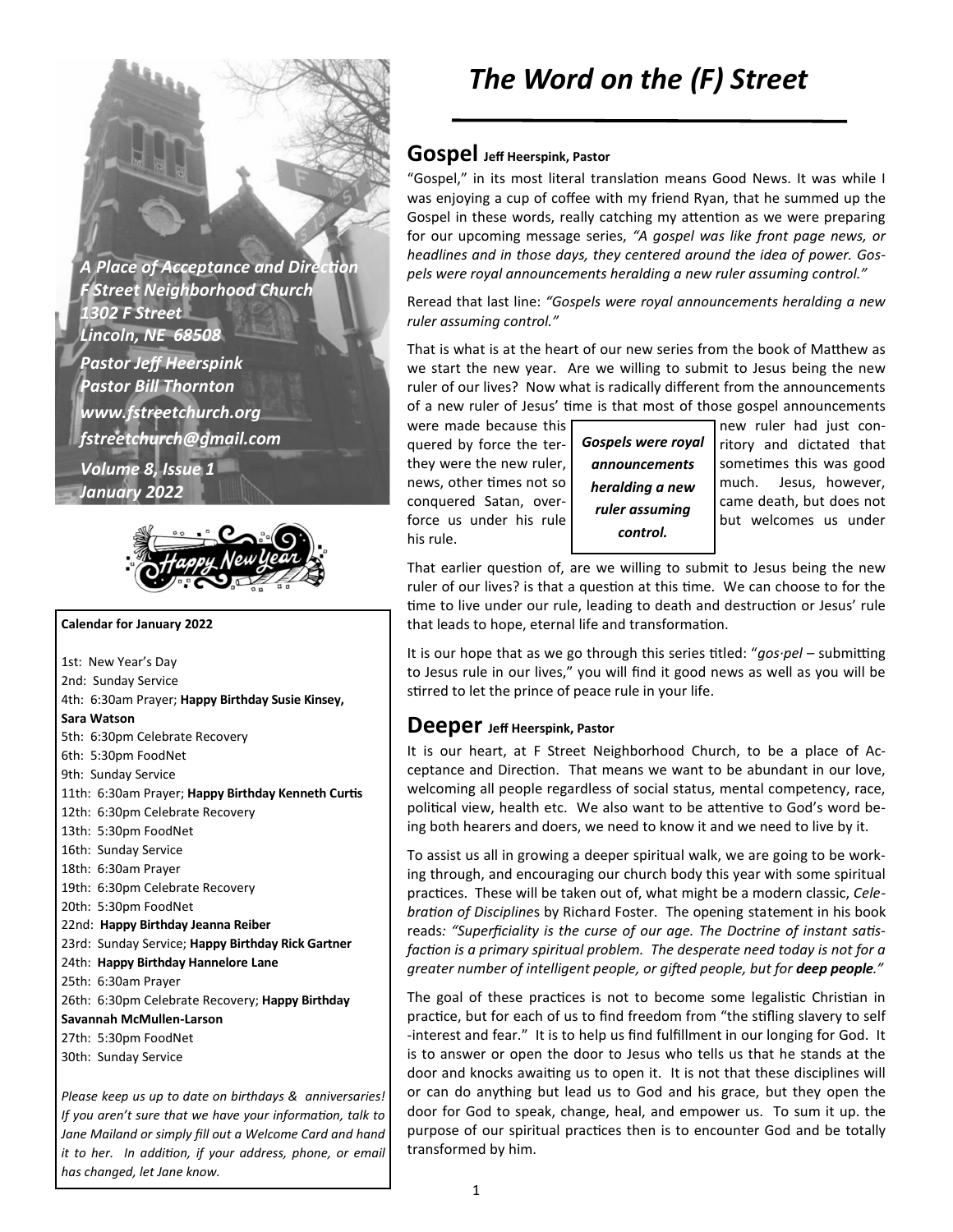# The Word on the (F) Street

*A Place of Acceptance and Direction*
*F Street Neighborhood Church*
*1302 F Street*
*Lincoln, NE 68508*
*Pastor Jeff Heerspink*
*Pastor Bill Thornton*
*www.fstreetchurch.org*
*fstreetchurch@gmail.com*
*Volume 8, Issue 1*
*January 2022*

**Calendar for January 2022**

1st: New Year's Day
2nd: Sunday Service
4th: 6:30am Prayer; **Happy Birthday Susie Kinsey, Sara Watson**
5th: 6:30pm Celebrate Recovery
6th: 5:30pm FoodNet
9th: Sunday Service
11th: 6:30am Prayer; **Happy Birthday Kenneth Curtis**
12th: 6:30pm Celebrate Recovery
13th: 5:30pm FoodNet
16th: Sunday Service
18th: 6:30am Prayer
19th: 6:30pm Celebrate Recovery
20th: 5:30pm FoodNet
22nd: **Happy Birthday Jeanna Reiber**
23rd: Sunday Service; **Happy Birthday Rick Gartner**
24th: **Happy Birthday Hannelore Lane**
25th: 6:30am Prayer
26th: 6:30pm Celebrate Recovery; **Happy Birthday Savannah McMullen-Larson**
27th: 5:30pm FoodNet
30th: Sunday Service

*Please keep us up to date on birthdays & anniversaries! If you aren't sure that we have your information, talk to Jane Mailand or simply fill out a Welcome Card and hand it to her. In addition, if your address, phone, or email has changed, let Jane know.*

## Gospel **Jeff Heerspink, Pastor**

"Gospel," in its most literal translation means Good News. It was while I was enjoying a cup of coffee with my friend Ryan, that he summed up the Gospel in these words, really catching my attention as we were preparing for our upcoming message series, *"A gospel was like front page news, or headlines and in those days, they centered around the idea of power. Gospels were royal announcements heralding a new ruler assuming control."*

Reread that last line: *"Gospels were royal announcements heralding a new ruler assuming control."*

That is what is at the heart of our new series from the book of Matthew as we start the new year. Are we willing to submit to Jesus being the new ruler of our lives? Now what is radically different from the announcements of a new ruler of Jesus' time is that most of those gospel announcements were made because this new ruler had just conquered by force the territory and dictated that they were the new ruler, sometimes this was good news, other times not so much. Jesus, however, conquered Satan, overcame death, but does not force us under his rule but welcomes us under his rule.

> ***Gospels were royal announcements heralding a new ruler assuming control.***

That earlier question of, are we willing to submit to Jesus being the new ruler of our lives? is that a question at this time. We can choose to for the time to live under our rule, leading to death and destruction or Jesus' rule that leads to hope, eternal life and transformation.

It is our hope that as we go through this series titled: "*gos·pel* – submitting to Jesus rule in our lives," you will find it good news as well as you will be stirred to let the prince of peace rule in your life.

## Deeper **Jeff Heerspink, Pastor**

It is our heart, at F Street Neighborhood Church, to be a place of Acceptance and Direction. That means we want to be abundant in our love, welcoming all people regardless of social status, mental competency, race, political view, health etc. We also want to be attentive to God's word being both hearers and doers, we need to know it and we need to live by it.

To assist us all in growing a deeper spiritual walk, we are going to be working through, and encouraging our church body this year with some spiritual practices. These will be taken out of, what might be a modern classic, *Celebration of Disciplines* by Richard Foster. The opening statement in his book reads*: "Superficiality is the curse of our age. The Doctrine of instant satisfaction is a primary spiritual problem. The desperate need today is not for a greater number of intelligent people, or gifted people, but for **deep people**."*

The goal of these practices is not to become some legalistic Christian in practice, but for each of us to find freedom from "the stifling slavery to self-interest and fear." It is to help us find fulfillment in our longing for God. It is to answer or open the door to Jesus who tells us that he stands at the door and knocks awaiting us to open it. It is not that these disciplines will or can do anything but lead us to God and his grace, but they open the door for God to speak, change, heal, and empower us. To sum it up. the purpose of our spiritual practices then is to encounter God and be totally transformed by him.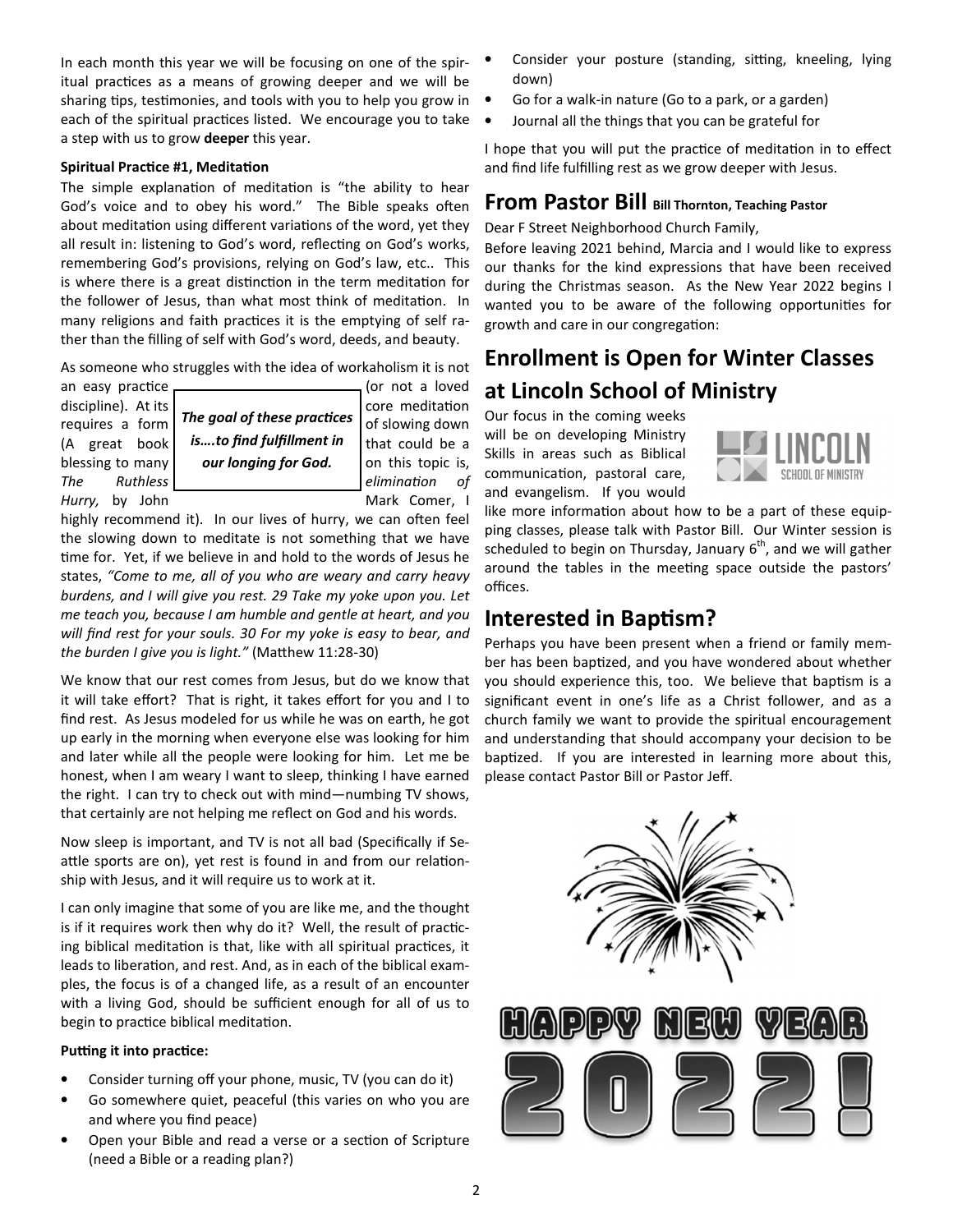In each month this year we will be focusing on one of the spiritual practices as a means of growing deeper and we will be sharing tips, testimonies, and tools with you to help you grow in each of the spiritual practices listed. We encourage you to take a step with us to grow **deeper** this year.

**Spiritual Practice #1, Meditation**

The simple explanation of meditation is "the ability to hear God's voice and to obey his word." The Bible speaks often about meditation using different variations of the word, yet they all result in: listening to God's word, reflecting on God's works, remembering God's provisions, relying on God's law, etc.. This is where there is a great distinction in the term meditation for the follower of Jesus, than what most think of meditation. In many religions and faith practices it is the emptying of self rather than the filling of self with God's word, deeds, and beauty.

As someone who struggles with the idea of workaholism it is not an easy practice (or not a loved discipline). At its core meditation requires a form of slowing down (A great book that could be a blessing to many on this topic is, *The Ruthless elimination of Hurry,* by John Mark Comer, I highly recommend it). In our lives of hurry, we can often feel the slowing down to meditate is not something that we have time for. Yet, if we believe in and hold to the words of Jesus he states, *"Come to me, all of you who are weary and carry heavy burdens, and I will give you rest. 29 Take my yoke upon you. Let me teach you, because I am humble and gentle at heart, and you will find rest for your souls. 30 For my yoke is easy to bear, and the burden I give you is light."* (Matthew 11:28-30)

> ***The goal of these practices is….to find fulfillment in our longing for God.***

We know that our rest comes from Jesus, but do we know that it will take effort? That is right, it takes effort for you and I to find rest. As Jesus modeled for us while he was on earth, he got up early in the morning when everyone else was looking for him and later while all the people were looking for him. Let me be honest, when I am weary I want to sleep, thinking I have earned the right. I can try to check out with mind—numbing TV shows, that certainly are not helping me reflect on God and his words.

Now sleep is important, and TV is not all bad (Specifically if Seattle sports are on), yet rest is found in and from our relationship with Jesus, and it will require us to work at it.

I can only imagine that some of you are like me, and the thought is if it requires work then why do it? Well, the result of practicing biblical meditation is that, like with all spiritual practices, it leads to liberation, and rest. And, as in each of the biblical examples, the focus is of a changed life, as a result of an encounter with a living God, should be sufficient enough for all of us to begin to practice biblical meditation.

**Putting it into practice:**

- Consider turning off your phone, music, TV (you can do it)
- Go somewhere quiet, peaceful (this varies on who you are and where you find peace)
- Open your Bible and read a verse or a section of Scripture (need a Bible or a reading plan?)
- Consider your posture (standing, sitting, kneeling, lying down)
- Go for a walk-in nature (Go to a park, or a garden)
- Journal all the things that you can be grateful for

I hope that you will put the practice of meditation in to effect and find life fulfilling rest as we grow deeper with Jesus.

## From Pastor Bill **Bill Thornton, Teaching Pastor**

Dear F Street Neighborhood Church Family,

Before leaving 2021 behind, Marcia and I would like to express our thanks for the kind expressions that have been received during the Christmas season. As the New Year 2022 begins I wanted you to be aware of the following opportunities for growth and care in our congregation:

## Enrollment is Open for Winter Classes at Lincoln School of Ministry

Our focus in the coming weeks will be on developing Ministry Skills in areas such as Biblical communication, pastoral care, and evangelism. If you would like more information about how to be a part of these equipping classes, please talk with Pastor Bill. Our Winter session is scheduled to begin on Thursday, January 6th, and we will gather around the tables in the meeting space outside the pastors' offices.

## Interested in Baptism?

Perhaps you have been present when a friend or family member has been baptized, and you have wondered about whether you should experience this, too. We believe that baptism is a significant event in one's life as a Christ follower, and as a church family we want to provide the spiritual encouragement and understanding that should accompany your decision to be baptized. If you are interested in learning more about this, please contact Pastor Bill or Pastor Jeff.

HAPPY NEW YEAR 2022!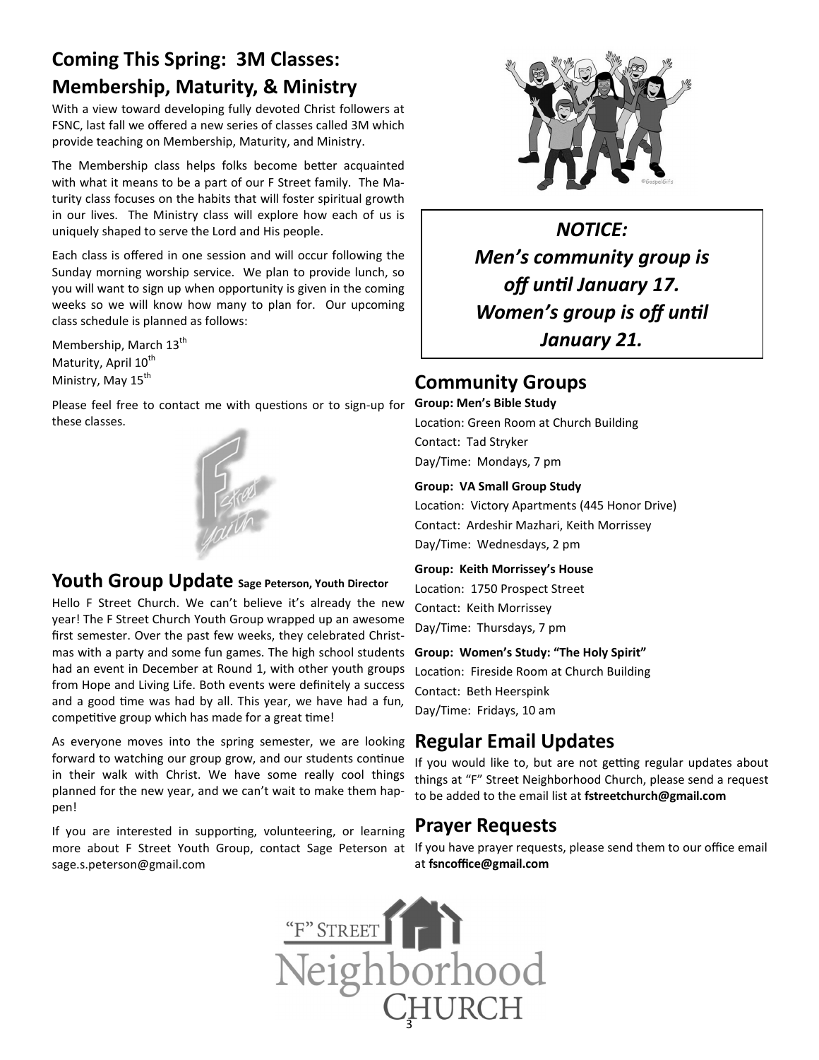## Coming This Spring: 3M Classes: Membership, Maturity, & Ministry

With a view toward developing fully devoted Christ followers at FSNC, last fall we offered a new series of classes called 3M which provide teaching on Membership, Maturity, and Ministry.

The Membership class helps folks become better acquainted with what it means to be a part of our F Street family. The Maturity class focuses on the habits that will foster spiritual growth in our lives. The Ministry class will explore how each of us is uniquely shaped to serve the Lord and His people.

Each class is offered in one session and will occur following the Sunday morning worship service. We plan to provide lunch, so you will want to sign up when opportunity is given in the coming weeks so we will know how many to plan for. Our upcoming class schedule is planned as follows:

Membership, March 13th
Maturity, April 10th
Ministry, May 15th

Please feel free to contact me with questions or to sign-up for these classes.

## Youth Group Update Sage Peterson, Youth Director

Hello F Street Church. We can't believe it's already the new year! The F Street Church Youth Group wrapped up an awesome first semester. Over the past few weeks, they celebrated Christmas with a party and some fun games. The high school students had an event in December at Round 1, with other youth groups from Hope and Living Life. Both events were definitely a success and a good time was had by all. This year, we have had a fun, competitive group which has made for a great time!

As everyone moves into the spring semester, we are looking forward to watching our group grow, and our students continue in their walk with Christ. We have some really cool things planned for the new year, and we can't wait to make them happen!

If you are interested in supporting, volunteering, or learning more about F Street Youth Group, contact Sage Peterson at sage.s.peterson@gmail.com

***NOTICE:***
***Men's community group is off until January 17.***
***Women's group is off until January 21.***

## Community Groups

**Group: Men's Bible Study**
Location: Green Room at Church Building
Contact: Tad Stryker
Day/Time: Mondays, 7 pm

**Group: VA Small Group Study**
Location: Victory Apartments (445 Honor Drive)
Contact: Ardeshir Mazhari, Keith Morrissey
Day/Time: Wednesdays, 2 pm

**Group: Keith Morrissey's House**
Location: 1750 Prospect Street
Contact: Keith Morrissey
Day/Time: Thursdays, 7 pm

**Group: Women's Study: "The Holy Spirit"**
Location: Fireside Room at Church Building
Contact: Beth Heerspink
Day/Time: Fridays, 10 am

## Regular Email Updates

If you would like to, but are not getting regular updates about things at "F" Street Neighborhood Church, please send a request to be added to the email list at **fstreetchurch@gmail.com**

## Prayer Requests

If you have prayer requests, please send them to our office email at **fsncoffice@gmail.com**

"F" STREET Neighborhood CHURCH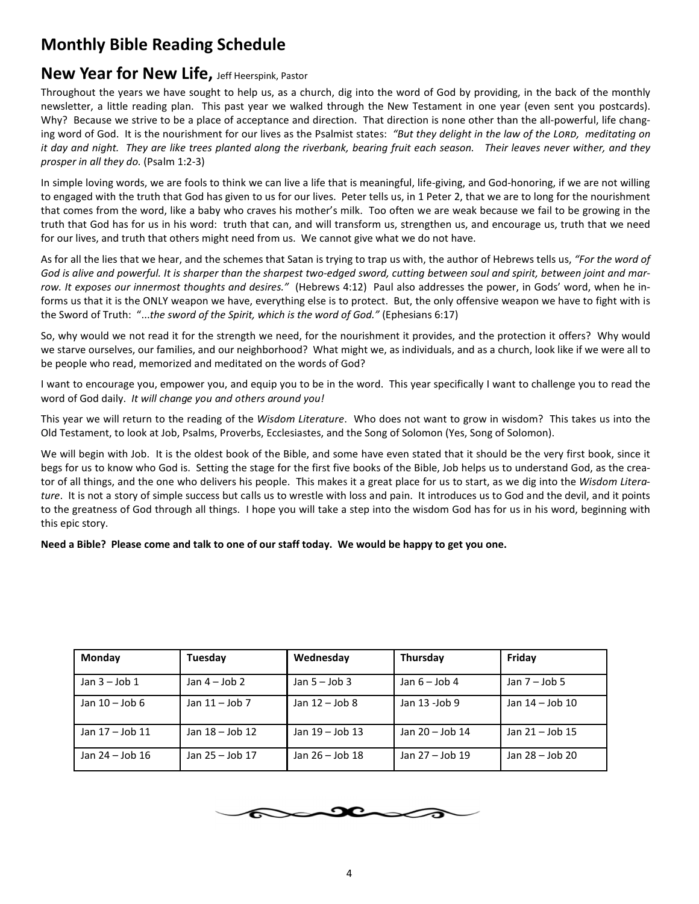# Monthly Bible Reading Schedule

## New Year for New Life, Jeff Heerspink, Pastor

Throughout the years we have sought to help us, as a church, dig into the word of God by providing, in the back of the monthly newsletter, a little reading plan. This past year we walked through the New Testament in one year (even sent you postcards). Why? Because we strive to be a place of acceptance and direction. That direction is none other than the all-powerful, life changing word of God. It is the nourishment for our lives as the Psalmist states: *"But they delight in the law of the LORD, meditating on it day and night. They are like trees planted along the riverbank, bearing fruit each season. Their leaves never wither, and they prosper in all they do.* (Psalm 1:2-3)

In simple loving words, we are fools to think we can live a life that is meaningful, life-giving, and God-honoring, if we are not willing to engaged with the truth that God has given to us for our lives. Peter tells us, in 1 Peter 2, that we are to long for the nourishment that comes from the word, like a baby who craves his mother's milk. Too often we are weak because we fail to be growing in the truth that God has for us in his word: truth that can, and will transform us, strengthen us, and encourage us, truth that we need for our lives, and truth that others might need from us. We cannot give what we do not have.

As for all the lies that we hear, and the schemes that Satan is trying to trap us with, the author of Hebrews tells us, *"For the word of God is alive and powerful. It is sharper than the sharpest two-edged sword, cutting between soul and spirit, between joint and marrow. It exposes our innermost thoughts and desires."* (Hebrews 4:12) Paul also addresses the power, in Gods' word, when he informs us that it is the ONLY weapon we have, everything else is to protect. But, the only offensive weapon we have to fight with is the Sword of Truth: "...*the sword of the Spirit, which is the word of God."* (Ephesians 6:17)

So, why would we not read it for the strength we need, for the nourishment it provides, and the protection it offers? Why would we starve ourselves, our families, and our neighborhood? What might we, as individuals, and as a church, look like if we were all to be people who read, memorized and meditated on the words of God?

I want to encourage you, empower you, and equip you to be in the word. This year specifically I want to challenge you to read the word of God daily. *It will change you and others around you!*

This year we will return to the reading of the *Wisdom Literature*. Who does not want to grow in wisdom? This takes us into the Old Testament, to look at Job, Psalms, Proverbs, Ecclesiastes, and the Song of Solomon (Yes, Song of Solomon).

We will begin with Job. It is the oldest book of the Bible, and some have even stated that it should be the very first book, since it begs for us to know who God is. Setting the stage for the first five books of the Bible, Job helps us to understand God, as the creator of all things, and the one who delivers his people. This makes it a great place for us to start, as we dig into the *Wisdom Literature*. It is not a story of simple success but calls us to wrestle with loss and pain. It introduces us to God and the devil, and it points to the greatness of God through all things. I hope you will take a step into the wisdom God has for us in his word, beginning with this epic story.

**Need a Bible? Please come and talk to one of our staff today. We would be happy to get you one.**

| Monday | Tuesday | Wednesday | Thursday | Friday |
|---|---|---|---|---|
| Jan 3 – Job 1 | Jan 4 – Job 2 | Jan 5 – Job 3 | Jan 6 – Job 4 | Jan 7 – Job 5 |
| Jan 10 – Job 6 | Jan 11 – Job 7 | Jan 12 – Job 8 | Jan 13 -Job 9 | Jan 14 – Job 10 |
| Jan 17 – Job 11 | Jan 18 – Job 12 | Jan 19 – Job 13 | Jan 20 – Job 14 | Jan 21 – Job 15 |
| Jan 24 – Job 16 | Jan 25 – Job 17 | Jan 26 – Job 18 | Jan 27 – Job 19 | Jan 28 – Job 20 |